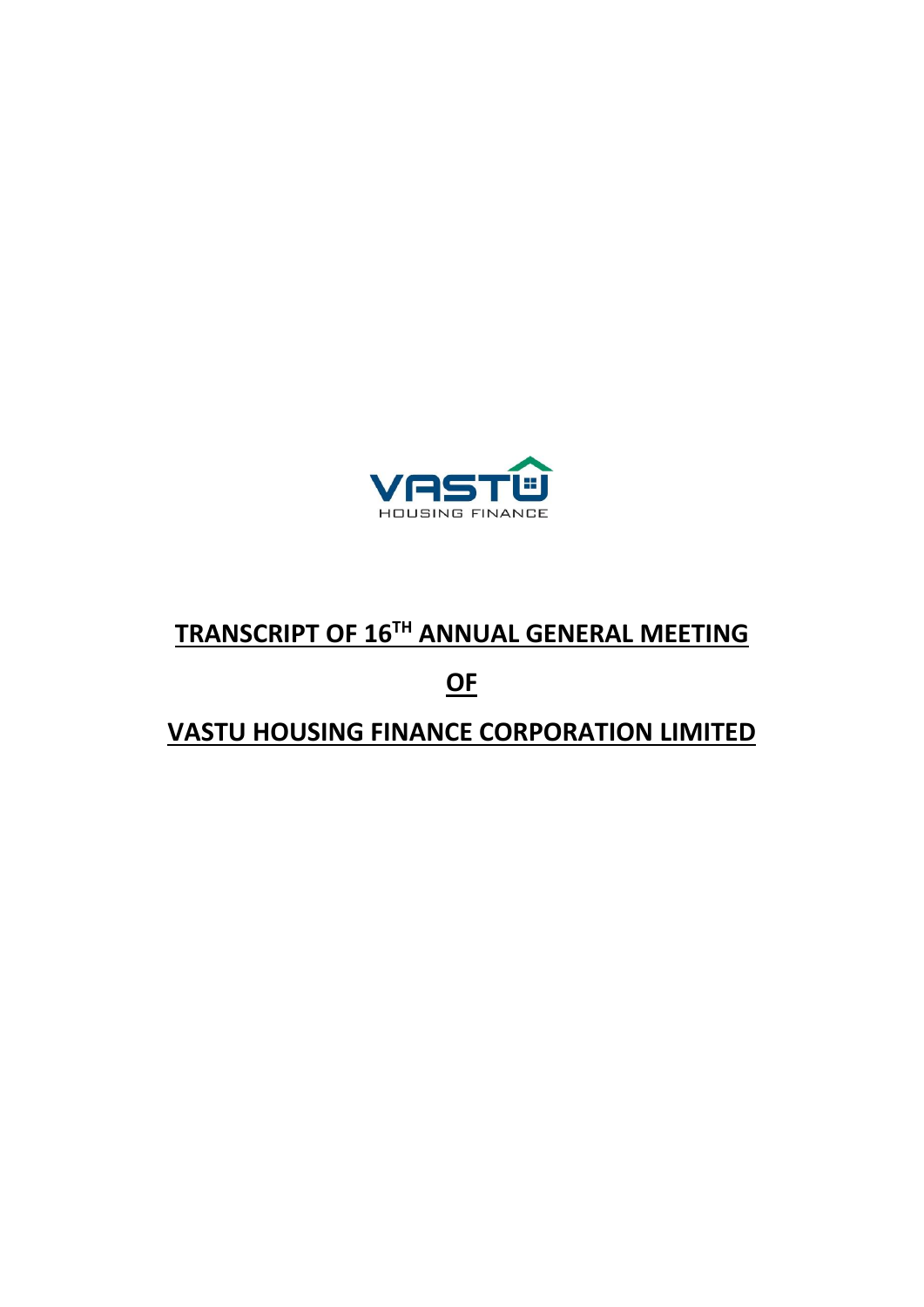VASTU HOUSING FINANCE

# TRANSCRIPT OF 16TH ANNUAL GENERAL MEETING

# OF

# VASTU HOUSING FINANCE CORPORATION LIMITED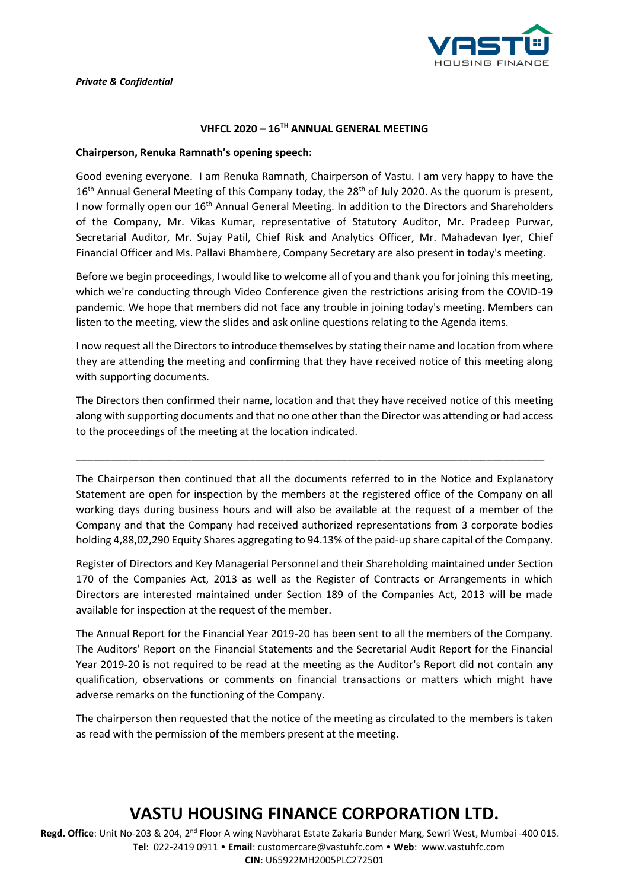*Private & Confidential*

## VHFCL 2020 – 16TH ANNUAL GENERAL MEETING

**Chairperson, Renuka Ramnath's opening speech:**

Good evening everyone. I am Renuka Ramnath, Chairperson of Vastu. I am very happy to have the 16th Annual General Meeting of this Company today, the 28th of July 2020. As the quorum is present, I now formally open our 16th Annual General Meeting. In addition to the Directors and Shareholders of the Company, Mr. Vikas Kumar, representative of Statutory Auditor, Mr. Pradeep Purwar, Secretarial Auditor, Mr. Sujay Patil, Chief Risk and Analytics Officer, Mr. Mahadevan Iyer, Chief Financial Officer and Ms. Pallavi Bhambere, Company Secretary are also present in today's meeting.

Before we begin proceedings, I would like to welcome all of you and thank you for joining this meeting, which we're conducting through Video Conference given the restrictions arising from the COVID-19 pandemic. We hope that members did not face any trouble in joining today's meeting. Members can listen to the meeting, view the slides and ask online questions relating to the Agenda items.

I now request all the Directors to introduce themselves by stating their name and location from where they are attending the meeting and confirming that they have received notice of this meeting along with supporting documents.

The Directors then confirmed their name, location and that they have received notice of this meeting along with supporting documents and that no one other than the Director was attending or had access to the proceedings of the meeting at the location indicated.

---

The Chairperson then continued that all the documents referred to in the Notice and Explanatory Statement are open for inspection by the members at the registered office of the Company on all working days during business hours and will also be available at the request of a member of the Company and that the Company had received authorized representations from 3 corporate bodies holding 4,88,02,290 Equity Shares aggregating to 94.13% of the paid-up share capital of the Company.

Register of Directors and Key Managerial Personnel and their Shareholding maintained under Section 170 of the Companies Act, 2013 as well as the Register of Contracts or Arrangements in which Directors are interested maintained under Section 189 of the Companies Act, 2013 will be made available for inspection at the request of the member.

The Annual Report for the Financial Year 2019-20 has been sent to all the members of the Company. The Auditors' Report on the Financial Statements and the Secretarial Audit Report for the Financial Year 2019-20 is not required to be read at the meeting as the Auditor's Report did not contain any qualification, observations or comments on financial transactions or matters which might have adverse remarks on the functioning of the Company.

The chairperson then requested that the notice of the meeting as circulated to the members is taken as read with the permission of the members present at the meeting.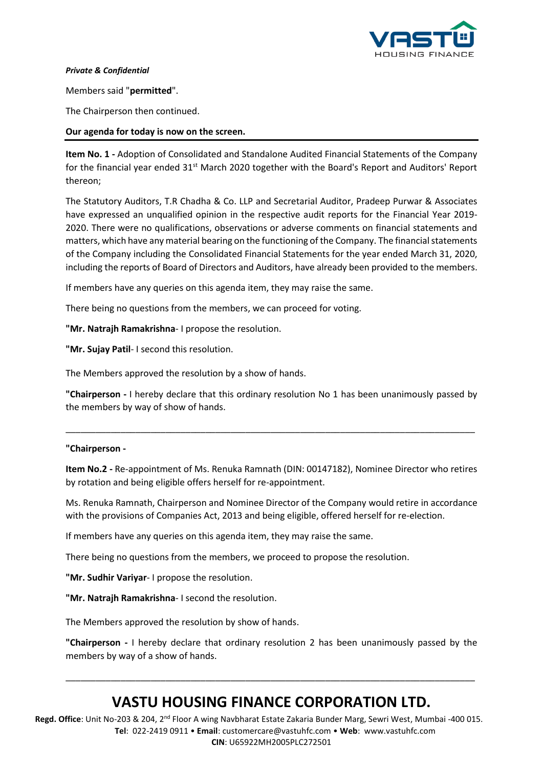*Private & Confidential*

Members said "**permitted**".

The Chairperson then continued.

**Our agenda for today is now on the screen.**

---

**Item No. 1 -** Adoption of Consolidated and Standalone Audited Financial Statements of the Company for the financial year ended 31st March 2020 together with the Board's Report and Auditors' Report thereon;

The Statutory Auditors, T.R Chadha & Co. LLP and Secretarial Auditor, Pradeep Purwar & Associates have expressed an unqualified opinion in the respective audit reports for the Financial Year 2019-2020. There were no qualifications, observations or adverse comments on financial statements and matters, which have any material bearing on the functioning of the Company. The financial statements of the Company including the Consolidated Financial Statements for the year ended March 31, 2020, including the reports of Board of Directors and Auditors, have already been provided to the members.

If members have any queries on this agenda item, they may raise the same.

There being no questions from the members, we can proceed for voting.

**"Mr. Natrajh Ramakrishna**- I propose the resolution.

**"Mr. Sujay Patil**- I second this resolution.

The Members approved the resolution by a show of hands.

**"Chairperson -** I hereby declare that this ordinary resolution No 1 has been unanimously passed by the members by way of show of hands.

---

**"Chairperson -**

**Item No.2 -** Re-appointment of Ms. Renuka Ramnath (DIN: 00147182), Nominee Director who retires by rotation and being eligible offers herself for re-appointment.

Ms. Renuka Ramnath, Chairperson and Nominee Director of the Company would retire in accordance with the provisions of Companies Act, 2013 and being eligible, offered herself for re-election.

If members have any queries on this agenda item, they may raise the same.

There being no questions from the members, we proceed to propose the resolution.

**"Mr. Sudhir Variyar**- I propose the resolution.

**"Mr. Natrajh Ramakrishna**- I second the resolution.

The Members approved the resolution by show of hands.

**"Chairperson -** I hereby declare that ordinary resolution 2 has been unanimously passed by the members by way of a show of hands.

---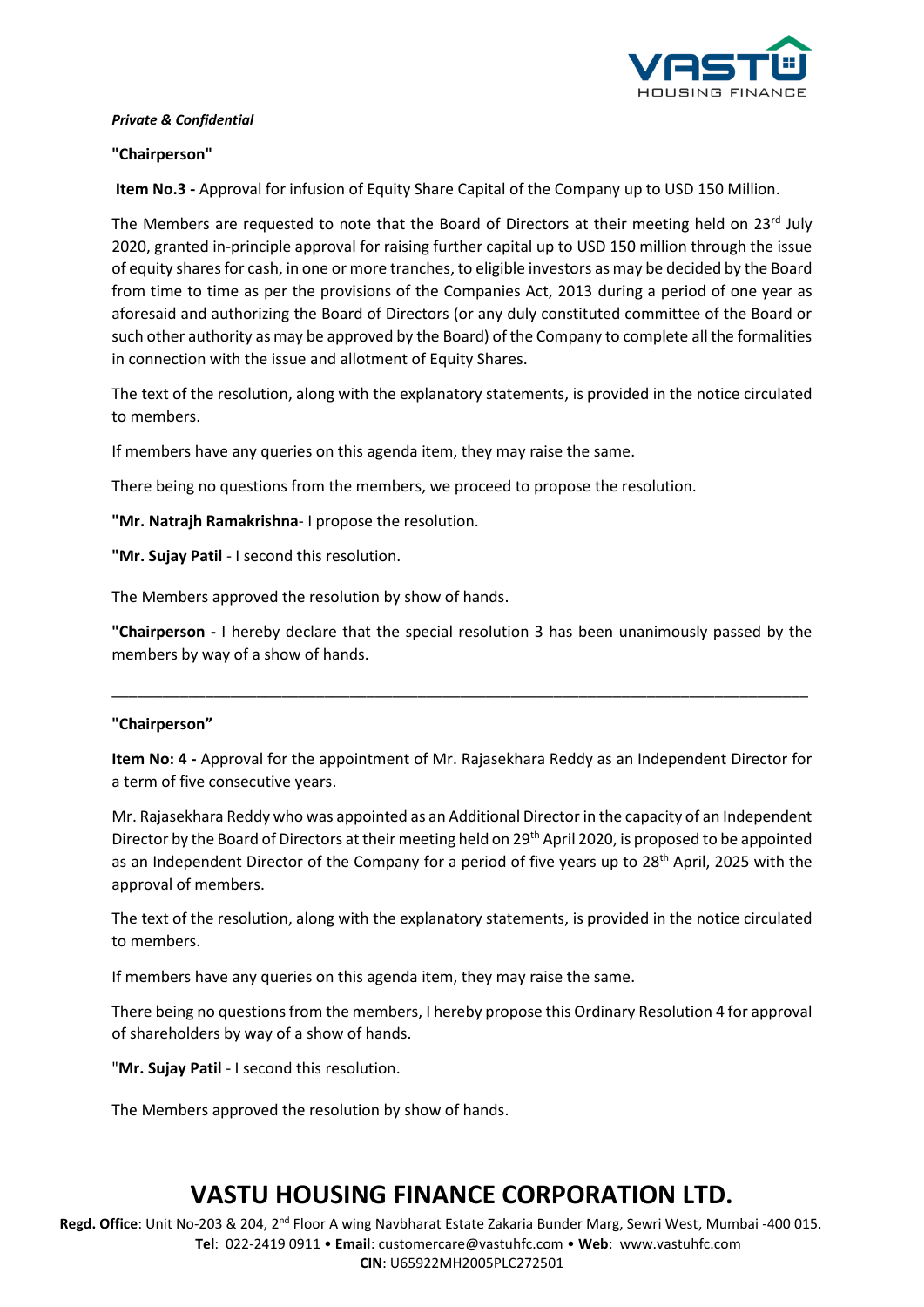*Private & Confidential*

**"Chairperson"**

**Item No.3 -** Approval for infusion of Equity Share Capital of the Company up to USD 150 Million.

The Members are requested to note that the Board of Directors at their meeting held on 23rd July 2020, granted in-principle approval for raising further capital up to USD 150 million through the issue of equity shares for cash, in one or more tranches, to eligible investors as may be decided by the Board from time to time as per the provisions of the Companies Act, 2013 during a period of one year as aforesaid and authorizing the Board of Directors (or any duly constituted committee of the Board or such other authority as may be approved by the Board) of the Company to complete all the formalities in connection with the issue and allotment of Equity Shares.

The text of the resolution, along with the explanatory statements, is provided in the notice circulated to members.

If members have any queries on this agenda item, they may raise the same.

There being no questions from the members, we proceed to propose the resolution.

**"Mr. Natrajh Ramakrishna**- I propose the resolution.

**"Mr. Sujay Patil** - I second this resolution.

The Members approved the resolution by show of hands.

**"Chairperson -** I hereby declare that the special resolution 3 has been unanimously passed by the members by way of a show of hands.

---

**"Chairperson"**

**Item No: 4 -** Approval for the appointment of Mr. Rajasekhara Reddy as an Independent Director for a term of five consecutive years.

Mr. Rajasekhara Reddy who was appointed as an Additional Director in the capacity of an Independent Director by the Board of Directors at their meeting held on 29th April 2020, is proposed to be appointed as an Independent Director of the Company for a period of five years up to 28th April, 2025 with the approval of members.

The text of the resolution, along with the explanatory statements, is provided in the notice circulated to members.

If members have any queries on this agenda item, they may raise the same.

There being no questions from the members, I hereby propose this Ordinary Resolution 4 for approval of shareholders by way of a show of hands.

"**Mr. Sujay Patil** - I second this resolution.

The Members approved the resolution by show of hands.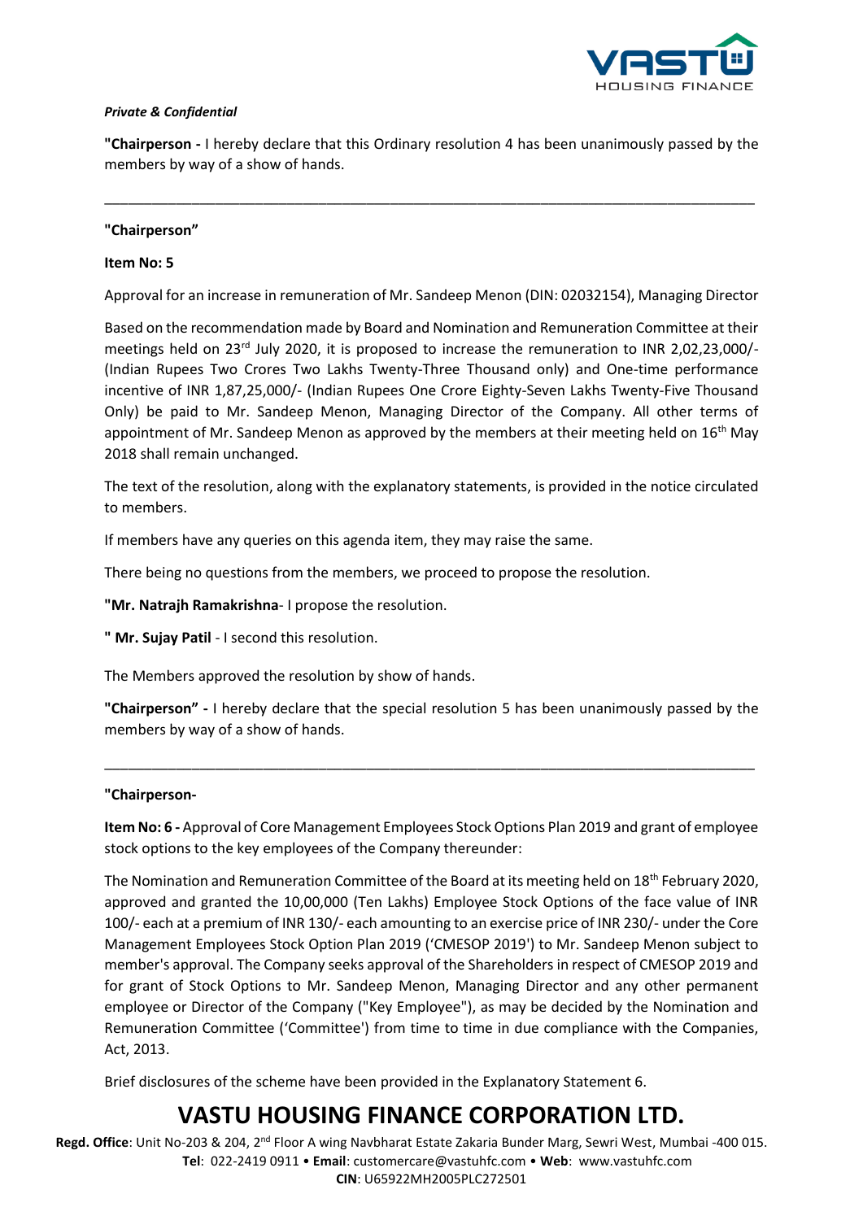*Private & Confidential*

**"Chairperson -** I hereby declare that this Ordinary resolution 4 has been unanimously passed by the members by way of a show of hands.

---

**"Chairperson"**

**Item No: 5**

Approval for an increase in remuneration of Mr. Sandeep Menon (DIN: 02032154), Managing Director

Based on the recommendation made by Board and Nomination and Remuneration Committee at their meetings held on 23rd July 2020, it is proposed to increase the remuneration to INR 2,02,23,000/- (Indian Rupees Two Crores Two Lakhs Twenty-Three Thousand only) and One-time performance incentive of INR 1,87,25,000/- (Indian Rupees One Crore Eighty-Seven Lakhs Twenty-Five Thousand Only) be paid to Mr. Sandeep Menon, Managing Director of the Company. All other terms of appointment of Mr. Sandeep Menon as approved by the members at their meeting held on 16th May 2018 shall remain unchanged.

The text of the resolution, along with the explanatory statements, is provided in the notice circulated to members.

If members have any queries on this agenda item, they may raise the same.

There being no questions from the members, we proceed to propose the resolution.

**"Mr. Natrajh Ramakrishna**- I propose the resolution.

**" Mr. Sujay Patil** - I second this resolution.

The Members approved the resolution by show of hands.

**"Chairperson" -** I hereby declare that the special resolution 5 has been unanimously passed by the members by way of a show of hands.

---

**"Chairperson-**

**Item No: 6 -** Approval of Core Management Employees Stock Options Plan 2019 and grant of employee stock options to the key employees of the Company thereunder:

The Nomination and Remuneration Committee of the Board at its meeting held on 18th February 2020, approved and granted the 10,00,000 (Ten Lakhs) Employee Stock Options of the face value of INR 100/- each at a premium of INR 130/- each amounting to an exercise price of INR 230/- under the Core Management Employees Stock Option Plan 2019 ('CMESOP 2019') to Mr. Sandeep Menon subject to member's approval. The Company seeks approval of the Shareholders in respect of CMESOP 2019 and for grant of Stock Options to Mr. Sandeep Menon, Managing Director and any other permanent employee or Director of the Company ("Key Employee"), as may be decided by the Nomination and Remuneration Committee ('Committee') from time to time in due compliance with the Companies, Act, 2013.

Brief disclosures of the scheme have been provided in the Explanatory Statement 6.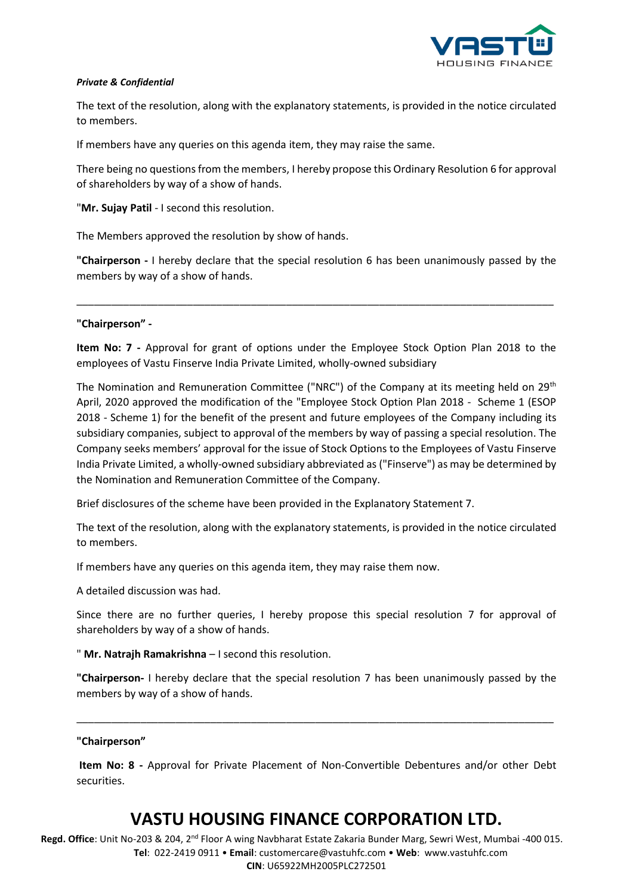*Private & Confidential*

The text of the resolution, along with the explanatory statements, is provided in the notice circulated to members.

If members have any queries on this agenda item, they may raise the same.

There being no questions from the members, I hereby propose this Ordinary Resolution 6 for approval of shareholders by way of a show of hands.

"**Mr. Sujay Patil** - I second this resolution.

The Members approved the resolution by show of hands.

**"Chairperson -** I hereby declare that the special resolution 6 has been unanimously passed by the members by way of a show of hands.

---

**"Chairperson" -**

**Item No: 7 -** Approval for grant of options under the Employee Stock Option Plan 2018 to the employees of Vastu Finserve India Private Limited, wholly-owned subsidiary

The Nomination and Remuneration Committee ("NRC") of the Company at its meeting held on 29th April, 2020 approved the modification of the "Employee Stock Option Plan 2018 - Scheme 1 (ESOP 2018 - Scheme 1) for the benefit of the present and future employees of the Company including its subsidiary companies, subject to approval of the members by way of passing a special resolution. The Company seeks members' approval for the issue of Stock Options to the Employees of Vastu Finserve India Private Limited, a wholly-owned subsidiary abbreviated as ("Finserve") as may be determined by the Nomination and Remuneration Committee of the Company.

Brief disclosures of the scheme have been provided in the Explanatory Statement 7.

The text of the resolution, along with the explanatory statements, is provided in the notice circulated to members.

If members have any queries on this agenda item, they may raise them now.

A detailed discussion was had.

Since there are no further queries, I hereby propose this special resolution 7 for approval of shareholders by way of a show of hands.

" **Mr. Natrajh Ramakrishna** – I second this resolution.

**"Chairperson-** I hereby declare that the special resolution 7 has been unanimously passed by the members by way of a show of hands.

---

**"Chairperson"**

**Item No: 8 -** Approval for Private Placement of Non-Convertible Debentures and/or other Debt securities.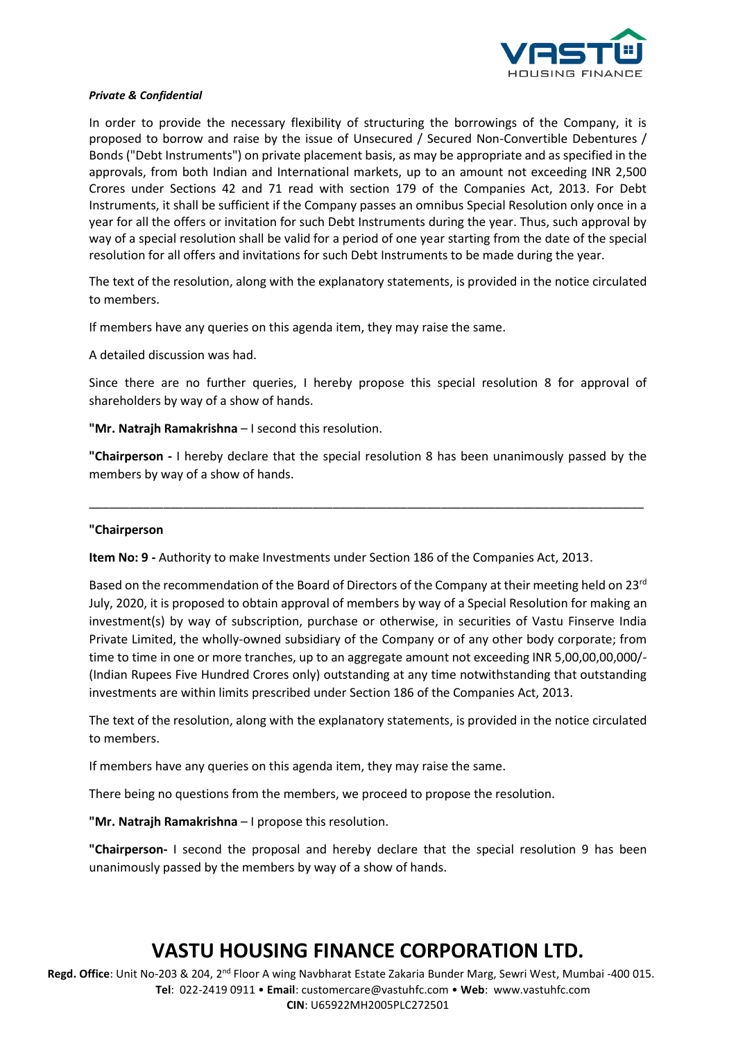*Private & Confidential*

In order to provide the necessary flexibility of structuring the borrowings of the Company, it is proposed to borrow and raise by the issue of Unsecured / Secured Non-Convertible Debentures / Bonds ("Debt Instruments") on private placement basis, as may be appropriate and as specified in the approvals, from both Indian and International markets, up to an amount not exceeding INR 2,500 Crores under Sections 42 and 71 read with section 179 of the Companies Act, 2013. For Debt Instruments, it shall be sufficient if the Company passes an omnibus Special Resolution only once in a year for all the offers or invitation for such Debt Instruments during the year. Thus, such approval by way of a special resolution shall be valid for a period of one year starting from the date of the special resolution for all offers and invitations for such Debt Instruments to be made during the year.

The text of the resolution, along with the explanatory statements, is provided in the notice circulated to members.

If members have any queries on this agenda item, they may raise the same.

A detailed discussion was had.

Since there are no further queries, I hereby propose this special resolution 8 for approval of shareholders by way of a show of hands.

**"Mr. Natrajh Ramakrishna** – I second this resolution.

**"Chairperson -** I hereby declare that the special resolution 8 has been unanimously passed by the members by way of a show of hands.

---

**"Chairperson**

**Item No: 9 -** Authority to make Investments under Section 186 of the Companies Act, 2013.

Based on the recommendation of the Board of Directors of the Company at their meeting held on 23rd July, 2020, it is proposed to obtain approval of members by way of a Special Resolution for making an investment(s) by way of subscription, purchase or otherwise, in securities of Vastu Finserve India Private Limited, the wholly-owned subsidiary of the Company or of any other body corporate; from time to time in one or more tranches, up to an aggregate amount not exceeding INR 5,00,00,00,000/- (Indian Rupees Five Hundred Crores only) outstanding at any time notwithstanding that outstanding investments are within limits prescribed under Section 186 of the Companies Act, 2013.

The text of the resolution, along with the explanatory statements, is provided in the notice circulated to members.

If members have any queries on this agenda item, they may raise the same.

There being no questions from the members, we proceed to propose the resolution.

**"Mr. Natrajh Ramakrishna** – I propose this resolution.

**"Chairperson-** I second the proposal and hereby declare that the special resolution 9 has been unanimously passed by the members by way of a show of hands.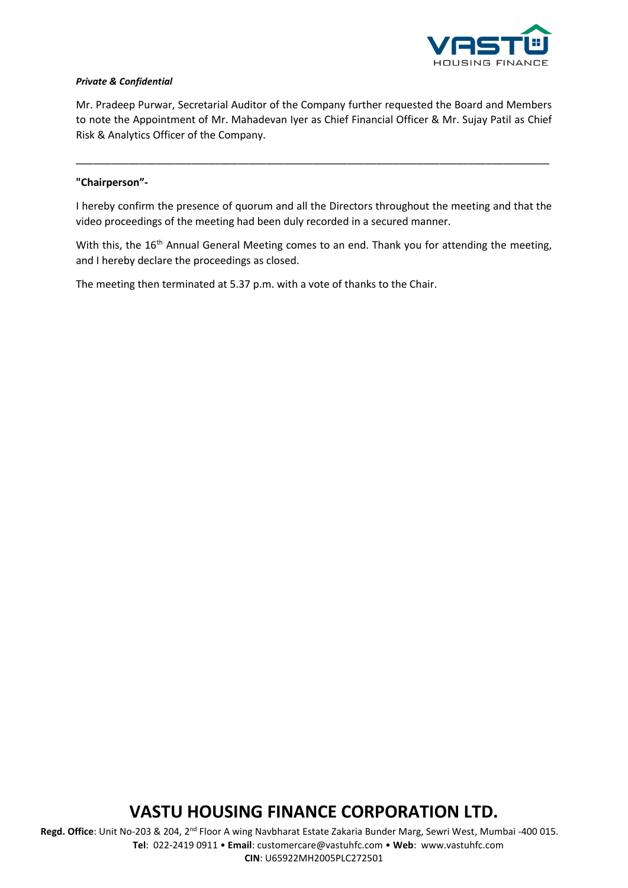*Private & Confidential*

Mr. Pradeep Purwar, Secretarial Auditor of the Company further requested the Board and Members to note the Appointment of Mr. Mahadevan Iyer as Chief Financial Officer & Mr. Sujay Patil as Chief Risk & Analytics Officer of the Company.

---

**"Chairperson"-**

I hereby confirm the presence of quorum and all the Directors throughout the meeting and that the video proceedings of the meeting had been duly recorded in a secured manner.

With this, the 16th Annual General Meeting comes to an end. Thank you for attending the meeting, and I hereby declare the proceedings as closed.

The meeting then terminated at 5.37 p.m. with a vote of thanks to the Chair.